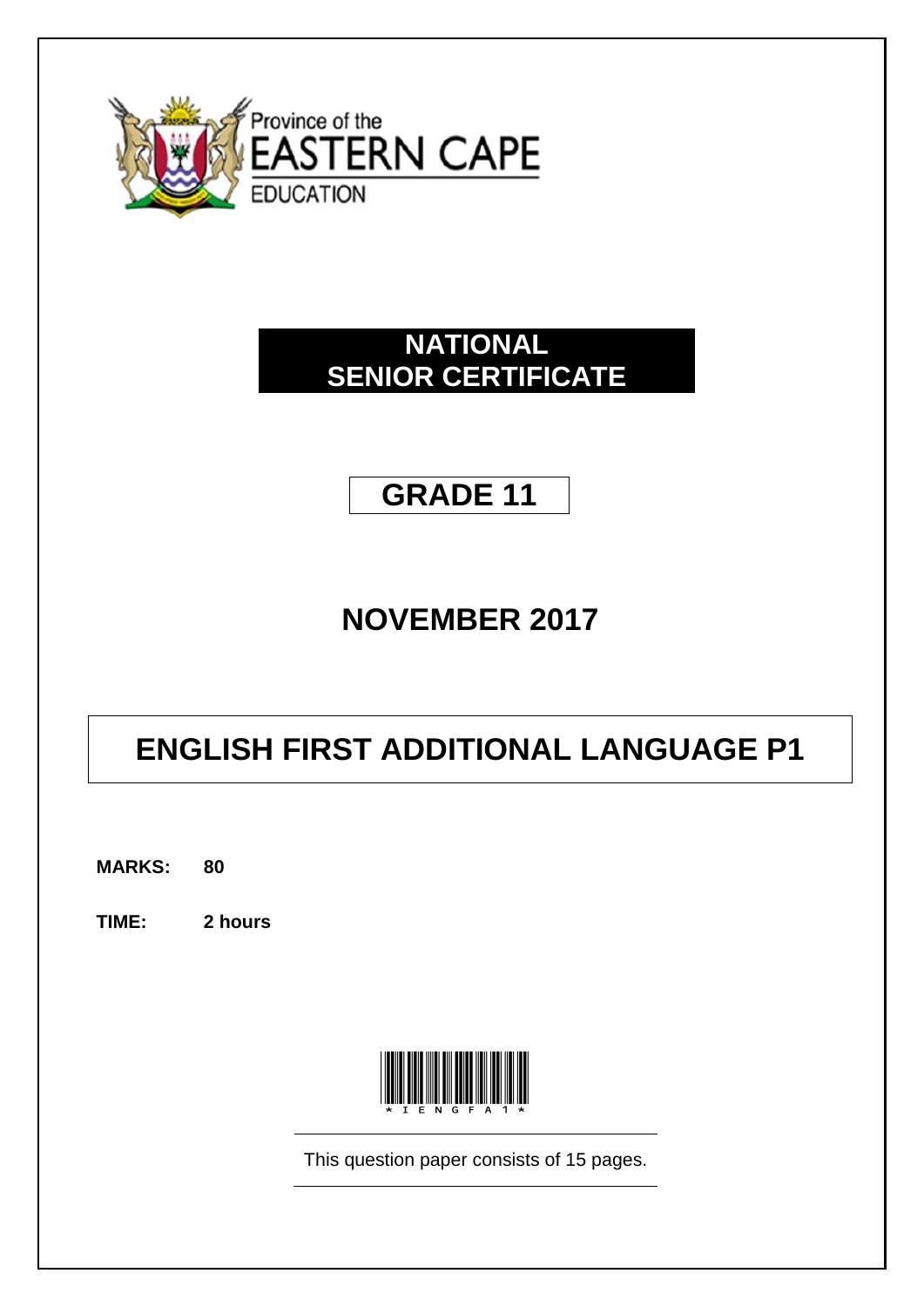Province of the

EASTERN CAPE

EDUCATION

# NATIONAL SENIOR CERTIFICATE

## GRADE 11

## NOVEMBER 2017

# ENGLISH FIRST ADDITIONAL LANGUAGE P1

**MARKS: 80**

**TIME: 2 hours**

This question paper consists of 15 pages.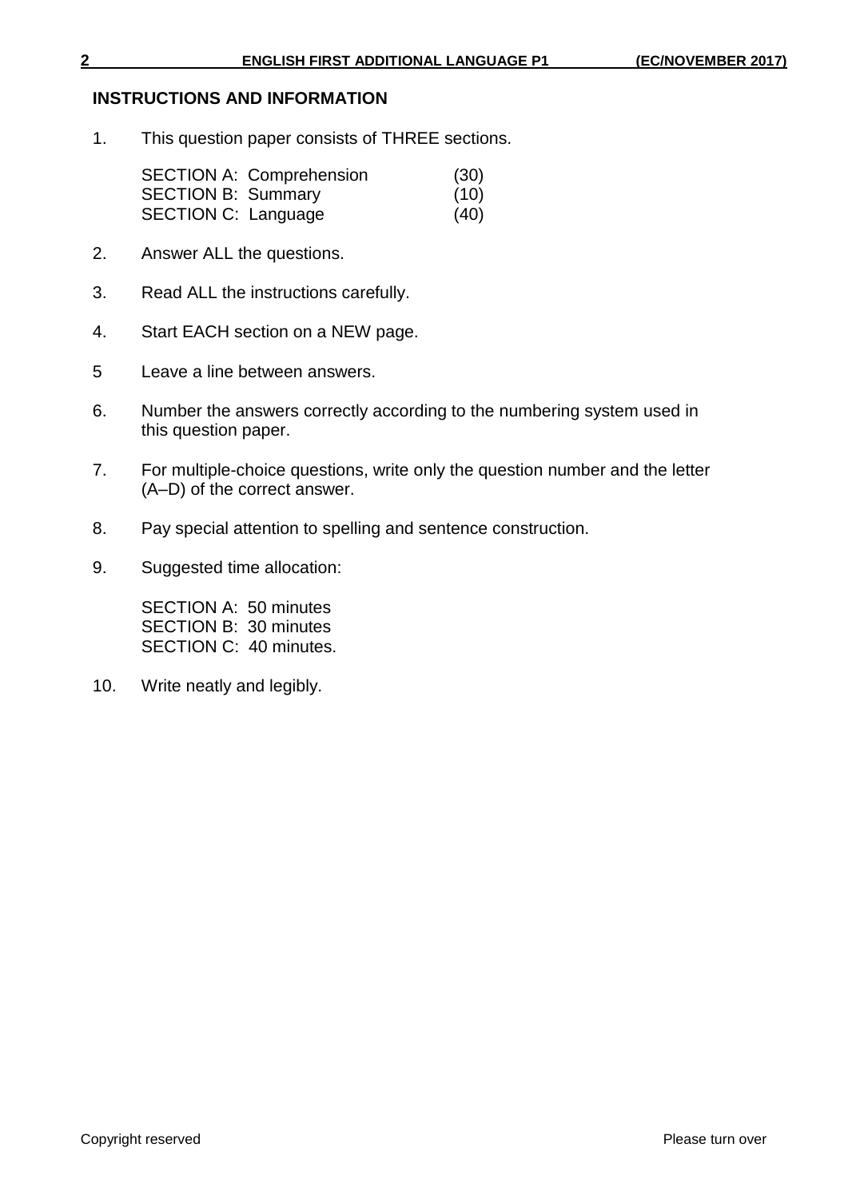## INSTRUCTIONS AND INFORMATION

1. This question paper consists of THREE sections.

   SECTION A: Comprehension (30)
   SECTION B: Summary (10)
   SECTION C: Language (40)

2. Answer ALL the questions.

3. Read ALL the instructions carefully.

4. Start EACH section on a NEW page.

5 Leave a line between answers.

6. Number the answers correctly according to the numbering system used in this question paper.

7. For multiple-choice questions, write only the question number and the letter (A–D) of the correct answer.

8. Pay special attention to spelling and sentence construction.

9. Suggested time allocation:

   SECTION A: 50 minutes
   SECTION B: 30 minutes
   SECTION C: 40 minutes.

10. Write neatly and legibly.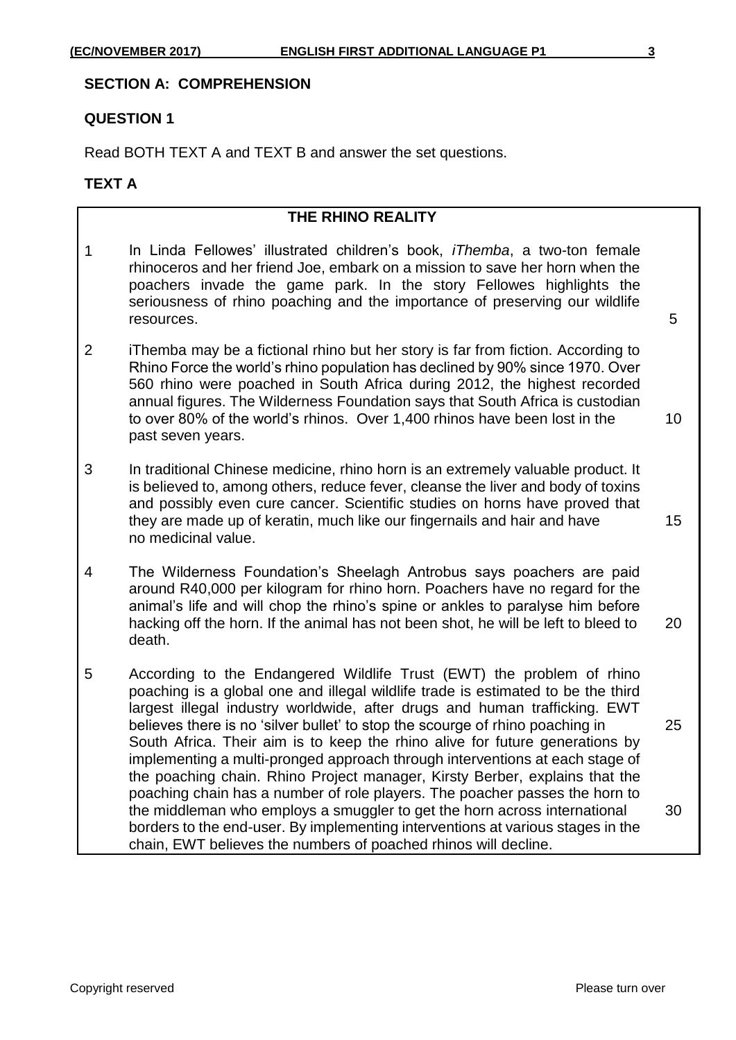## SECTION A: COMPREHENSION

### QUESTION 1

Read BOTH TEXT A and TEXT B and answer the set questions.

### TEXT A

**THE RHINO REALITY**

1 In Linda Fellowes' illustrated children's book, *iThemba*, a two-ton female rhinoceros and her friend Joe, embark on a mission to save her horn when the poachers invade the game park. In the story Fellowes highlights the seriousness of rhino poaching and the importance of preserving our wildlife resources. (5)

2 iThemba may be a fictional rhino but her story is far from fiction. According to Rhino Force the world's rhino population has declined by 90% since 1970. Over 560 rhino were poached in South Africa during 2012, the highest recorded annual figures. The Wilderness Foundation says that South Africa is custodian to over 80% of the world's rhinos. Over 1,400 rhinos have been lost in the past seven years. (10)

3 In traditional Chinese medicine, rhino horn is an extremely valuable product. It is believed to, among others, reduce fever, cleanse the liver and body of toxins and possibly even cure cancer. Scientific studies on horns have proved that they are made up of keratin, much like our fingernails and hair and have no medicinal value. (15)

4 The Wilderness Foundation's Sheelagh Antrobus says poachers are paid around R40,000 per kilogram for rhino horn. Poachers have no regard for the animal's life and will chop the rhino's spine or ankles to paralyse him before hacking off the horn. If the animal has not been shot, he will be left to bleed to death. (20)

5 According to the Endangered Wildlife Trust (EWT) the problem of rhino poaching is a global one and illegal wildlife trade is estimated to be the third largest illegal industry worldwide, after drugs and human trafficking. EWT believes there is no 'silver bullet' to stop the scourge of rhino poaching in South Africa. Their aim is to keep the rhino alive for future generations by implementing a multi-pronged approach through interventions at each stage of the poaching chain. Rhino Project manager, Kirsty Berber, explains that the poaching chain has a number of role players. The poacher passes the horn to the middleman who employs a smuggler to get the horn across international borders to the end-user. By implementing interventions at various stages in the chain, EWT believes the numbers of poached rhinos will decline. (25) (30)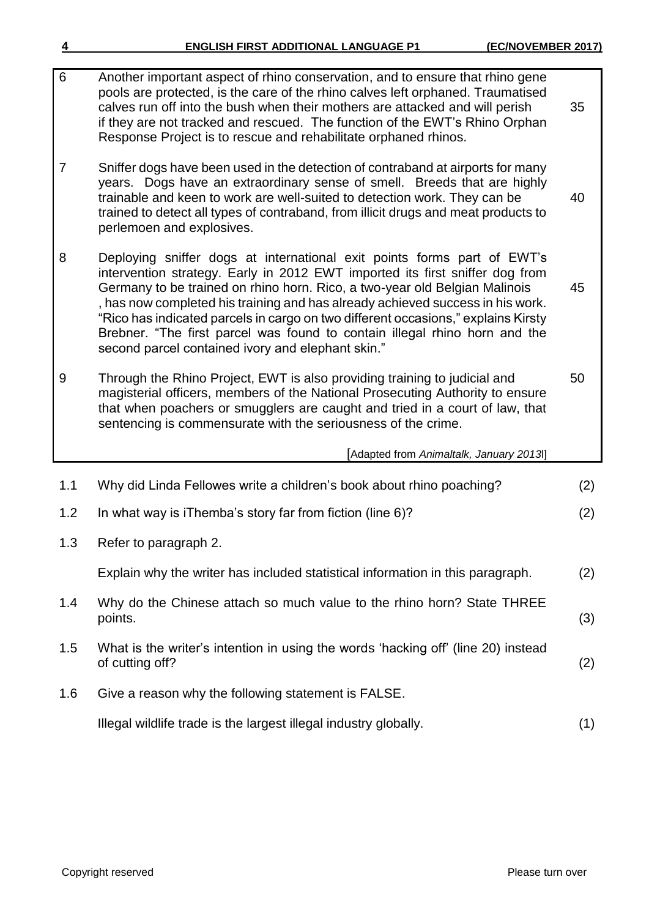| | | |
|---|---|---|
| 6 | Another important aspect of rhino conservation, and to ensure that rhino gene pools are protected, is the care of the rhino calves left orphaned. Traumatised calves run off into the bush when their mothers are attacked and will perish if they are not tracked and rescued. The function of the EWT's Rhino Orphan Response Project is to rescue and rehabilitate orphaned rhinos. | 35 |
| 7 | Sniffer dogs have been used in the detection of contraband at airports for many years. Dogs have an extraordinary sense of smell. Breeds that are highly trainable and keen to work are well-suited to detection work. They can be trained to detect all types of contraband, from illicit drugs and meat products to perlemoen and explosives. | 40 |
| 8 | Deploying sniffer dogs at international exit points forms part of EWT's intervention strategy. Early in 2012 EWT imported its first sniffer dog from Germany to be trained on rhino horn. Rico, a two-year old Belgian Malinois , has now completed his training and has already achieved success in his work. "Rico has indicated parcels in cargo on two different occasions," explains Kirsty Brebner. "The first parcel was found to contain illegal rhino horn and the second parcel contained ivory and elephant skin." | 45 |
| 9 | Through the Rhino Project, EWT is also providing training to judicial and magisterial officers, members of the National Prosecuting Authority to ensure that when poachers or smugglers are caught and tried in a court of law, that sentencing is commensurate with the seriousness of the crime. | 50 |

[Adapted from *Animaltalk, January 2013*l]

1.1 Why did Linda Fellowes write a children's book about rhino poaching? (2)

1.2 In what way is iThemba's story far from fiction (line 6)? (2)

1.3 Refer to paragraph 2.

Explain why the writer has included statistical information in this paragraph. (2)

1.4 Why do the Chinese attach so much value to the rhino horn? State THREE points. (3)

1.5 What is the writer's intention in using the words 'hacking off' (line 20) instead of cutting off? (2)

1.6 Give a reason why the following statement is FALSE.

Illegal wildlife trade is the largest illegal industry globally. (1)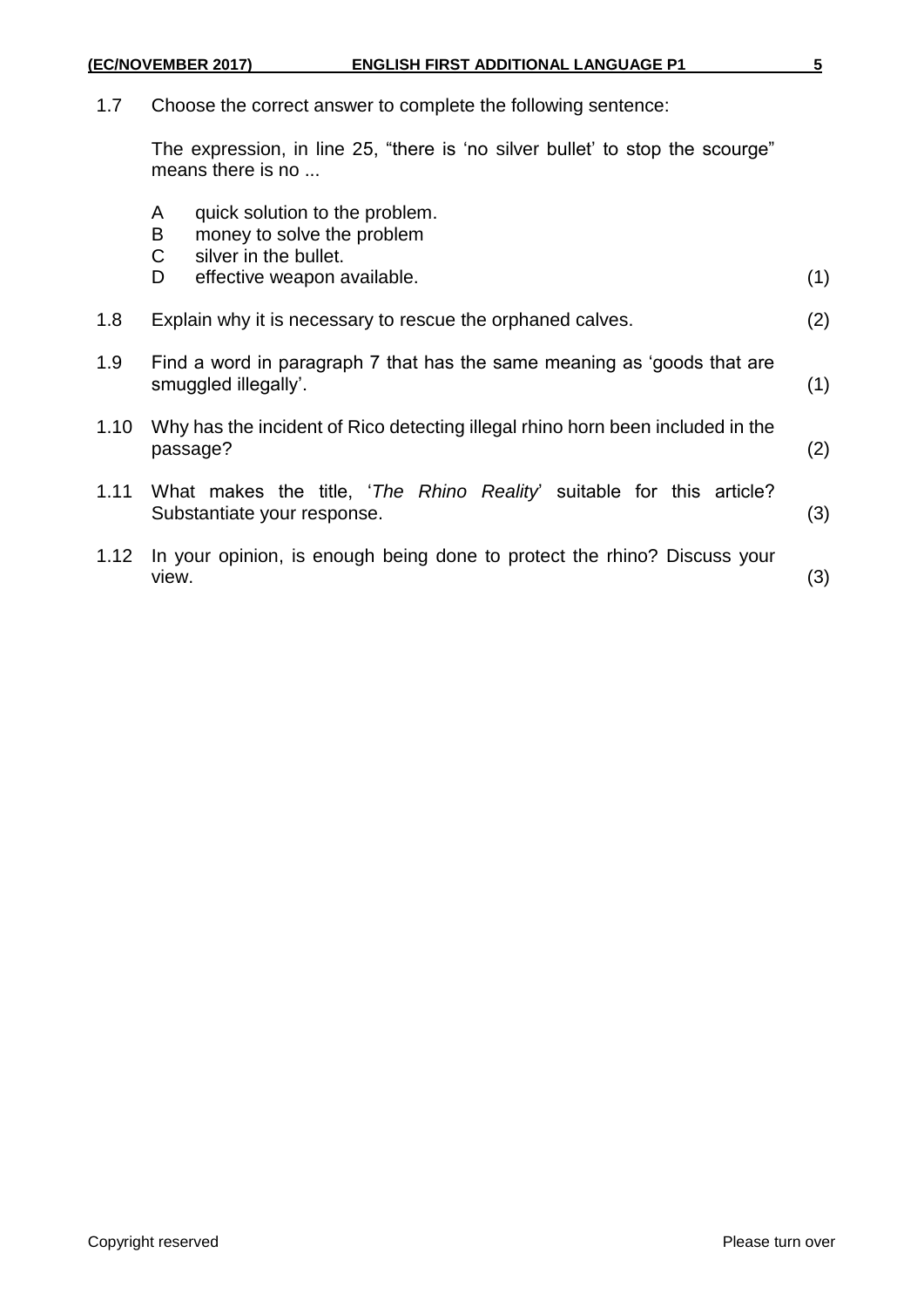1.7 Choose the correct answer to complete the following sentence:

The expression, in line 25, "there is 'no silver bullet' to stop the scourge" means there is no ...

- A quick solution to the problem.
- B money to solve the problem
- C silver in the bullet.
- D effective weapon available. (1)

1.8 Explain why it is necessary to rescue the orphaned calves. (2)

1.9 Find a word in paragraph 7 that has the same meaning as 'goods that are smuggled illegally'. (1)

1.10 Why has the incident of Rico detecting illegal rhino horn been included in the passage? (2)

1.11 What makes the title, '*The Rhino Reality*' suitable for this article? Substantiate your response. (3)

1.12 In your opinion, is enough being done to protect the rhino? Discuss your view. (3)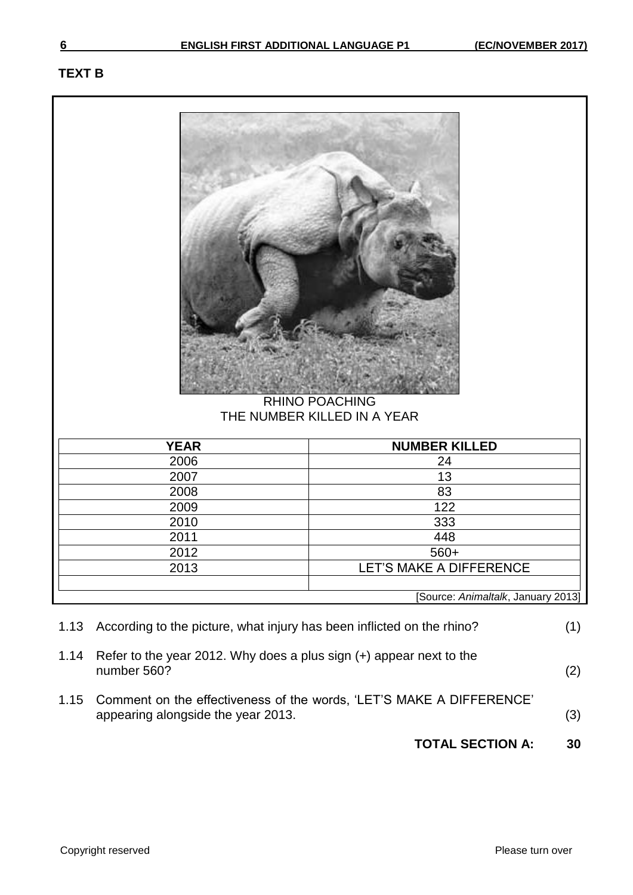**TEXT B**

RHINO POACHING
THE NUMBER KILLED IN A YEAR

| YEAR | NUMBER KILLED |
|---|---|
| 2006 | 24 |
| 2007 | 13 |
| 2008 | 83 |
| 2009 | 122 |
| 2010 | 333 |
| 2011 | 448 |
| 2012 | 560+ |
| 2013 | LET'S MAKE A DIFFERENCE |
| | |

[Source: *Animaltalk*, January 2013]

1.13 According to the picture, what injury has been inflicted on the rhino? (1)

1.14 Refer to the year 2012. Why does a plus sign (+) appear next to the number 560? (2)

1.15 Comment on the effectiveness of the words, 'LET'S MAKE A DIFFERENCE' appearing alongside the year 2013. (3)

**TOTAL SECTION A: 30**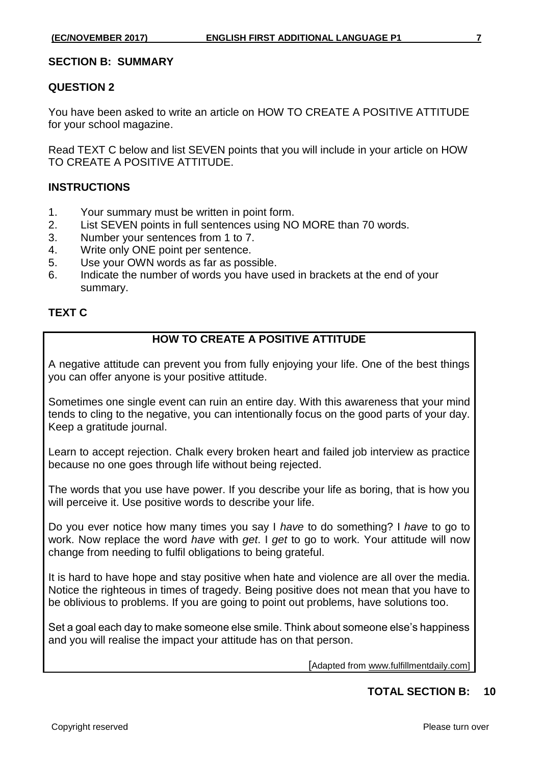## SECTION B: SUMMARY

### QUESTION 2

You have been asked to write an article on HOW TO CREATE A POSITIVE ATTITUDE for your school magazine.

Read TEXT C below and list SEVEN points that you will include in your article on HOW TO CREATE A POSITIVE ATTITUDE.

### INSTRUCTIONS

1. Your summary must be written in point form.
2. List SEVEN points in full sentences using NO MORE than 70 words.
3. Number your sentences from 1 to 7.
4. Write only ONE point per sentence.
5. Use your OWN words as far as possible.
6. Indicate the number of words you have used in brackets at the end of your summary.

### TEXT C

**HOW TO CREATE A POSITIVE ATTITUDE**

A negative attitude can prevent you from fully enjoying your life. One of the best things you can offer anyone is your positive attitude.

Sometimes one single event can ruin an entire day. With this awareness that your mind tends to cling to the negative, you can intentionally focus on the good parts of your day. Keep a gratitude journal.

Learn to accept rejection. Chalk every broken heart and failed job interview as practice because no one goes through life without being rejected.

The words that you use have power. If you describe your life as boring, that is how you will perceive it. Use positive words to describe your life.

Do you ever notice how many times you say I *have* to do something? I *have* to go to work. Now replace the word *have* with *get*. I *get* to go to work. Your attitude will now change from needing to fulfil obligations to being grateful.

It is hard to have hope and stay positive when hate and violence are all over the media. Notice the righteous in times of tragedy. Being positive does not mean that you have to be oblivious to problems. If you are going to point out problems, have solutions too.

Set a goal each day to make someone else smile. Think about someone else's happiness and you will realise the impact your attitude has on that person.

[Adapted from www.fulfillmentdaily.com]

**TOTAL SECTION B: 10**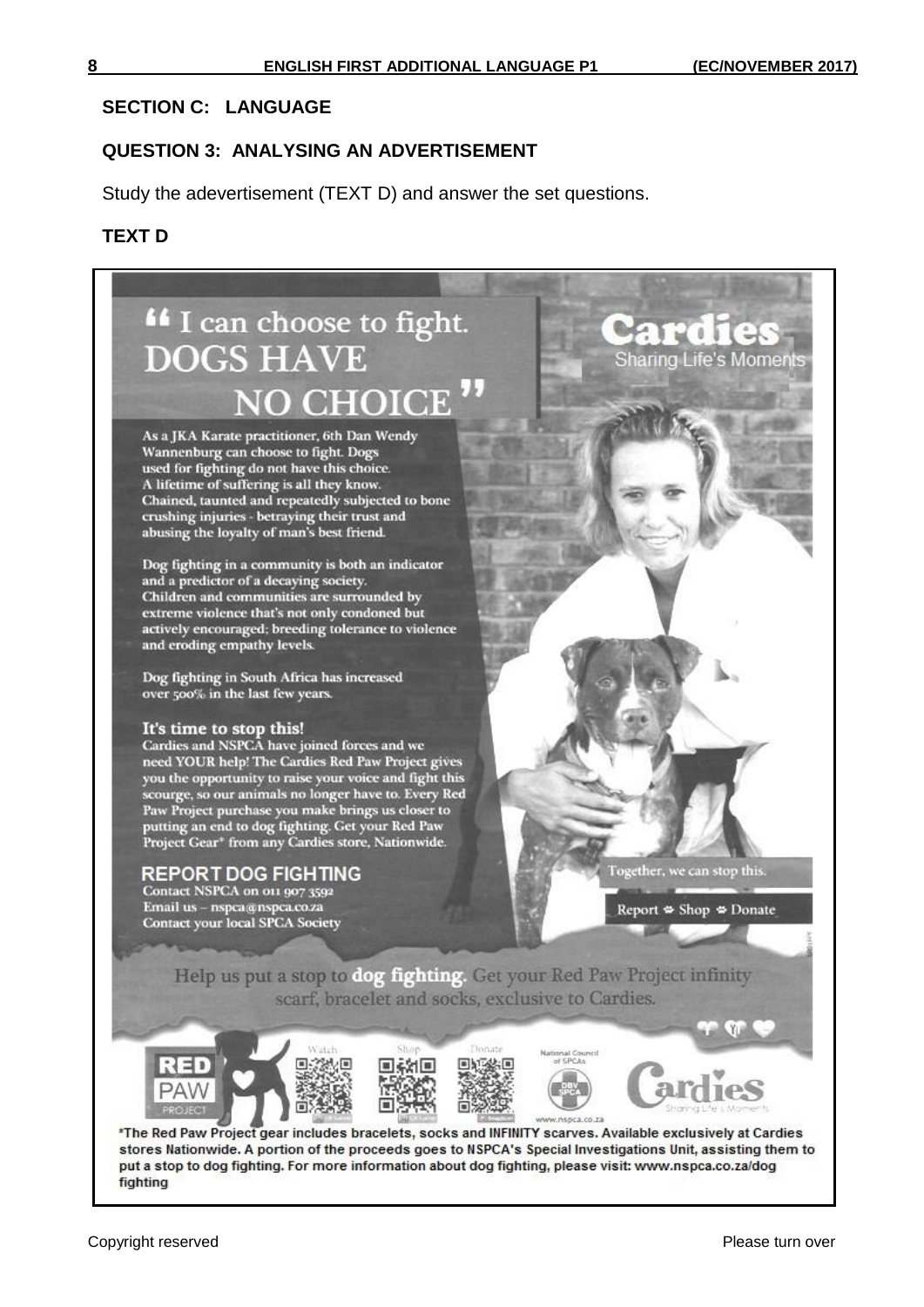**SECTION C: LANGUAGE**

**QUESTION 3: ANALYSING AN ADVERTISEMENT**

Study the adevertisement (TEXT D) and answer the set questions.

**TEXT D**

" I can choose to fight. DOGS HAVE NO CHOICE "

As a JKA Karate practitioner, 6th Dan Wendy Wannenburg can choose to fight. Dogs used for fighting do not have this choice. A lifetime of suffering is all they know. Chained, taunted and repeatedly subjected to bone crushing injuries - betraying their trust and abusing the loyalty of man's best friend.

Dog fighting in a community is both an indicator and a predictor of a decaying society. Children and communities are surrounded by extreme violence that's not only condoned but actively encouraged; breeding tolerance to violence and eroding empathy levels.

Dog fighting in South Africa has increased over 500% in the last few years.

It's time to stop this!
Cardies and NSPCA have joined forces and we need YOUR help! The Cardies Red Paw Project gives you the opportunity to raise your voice and fight this scourge, so our animals no longer have to. Every Red Paw Project purchase you make brings us closer to putting an end to dog fighting. Get your Red Paw Project Gear* from any Cardies store, Nationwide.

Cardies
Sharing Life's Moments

REPORT DOG FIGHTING
Contact NSPCA on 011 907 3592
Email us – nspca@nspca.co.za
Contact your local SPCA Society

Together, we can stop this.

Report • Shop • Donate

Help us put a stop to **dog fighting**. Get your Red Paw Project infinity scarf, bracelet and socks, exclusive to Cardies.

RED PAW PROJECT

Watch Shop Donate

National Council of SPCAs

www.nspca.co.za

Cardies
Sharing Life's Moments

*The Red Paw Project gear includes bracelets, socks and INFINITY scarves. Available exclusively at Cardies stores Nationwide. A portion of the proceeds goes to NSPCA's Special Investigations Unit, assisting them to put a stop to dog fighting. For more information about dog fighting, please visit: www.nspca.co.za/dog fighting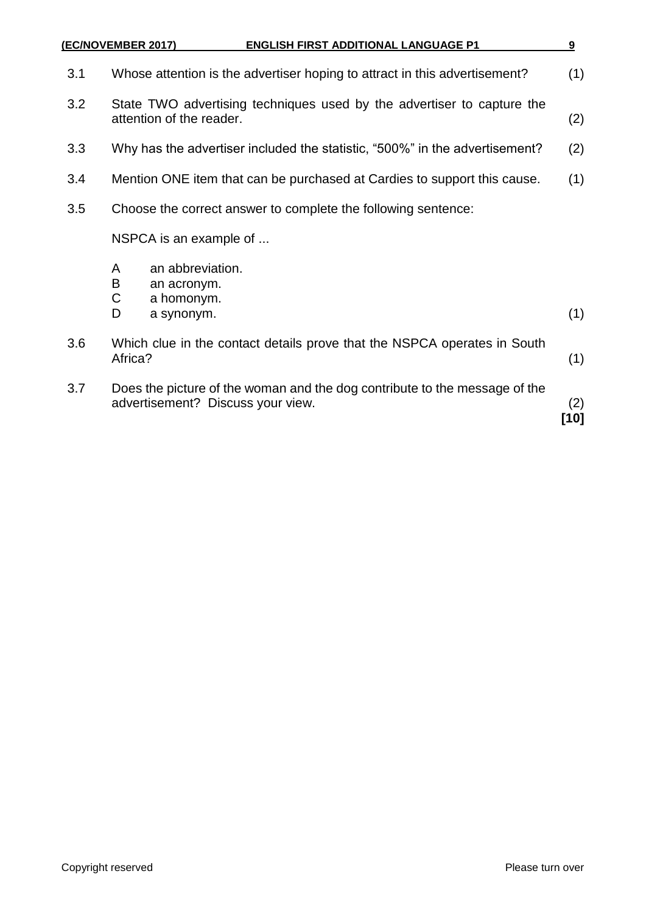3.1 Whose attention is the advertiser hoping to attract in this advertisement? (1)

3.2 State TWO advertising techniques used by the advertiser to capture the attention of the reader. (2)

3.3 Why has the advertiser included the statistic, "500%" in the advertisement? (2)

3.4 Mention ONE item that can be purchased at Cardies to support this cause. (1)

3.5 Choose the correct answer to complete the following sentence:

NSPCA is an example of ...

A an abbreviation.
B an acronym.
C a homonym.
D a synonym. (1)

3.6 Which clue in the contact details prove that the NSPCA operates in South Africa? (1)

3.7 Does the picture of the woman and the dog contribute to the message of the advertisement? Discuss your view. (2)

**[10]**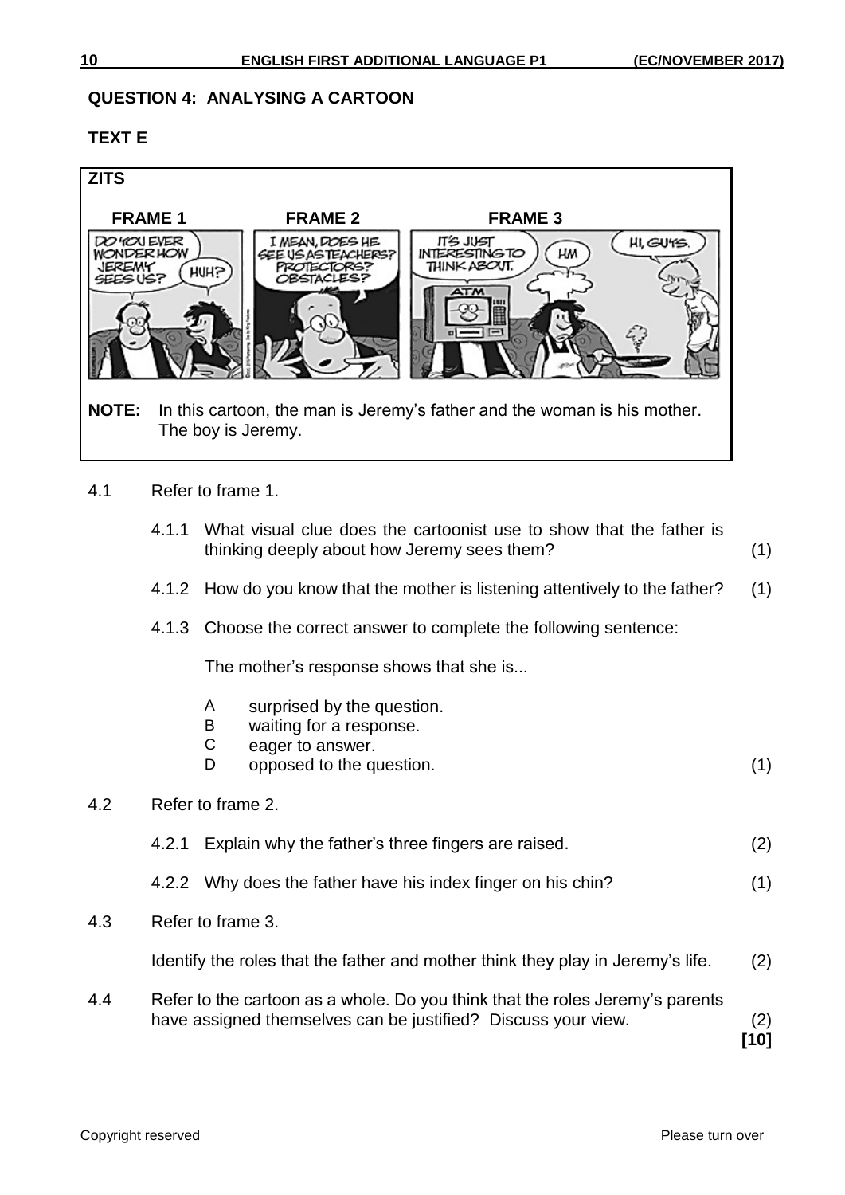## QUESTION 4: ANALYSING A CARTOON

### TEXT E

**ZITS**

**FRAME 1** **FRAME 2** **FRAME 3**

**NOTE:** In this cartoon, the man is Jeremy's father and the woman is his mother. The boy is Jeremy.

4.1 Refer to frame 1.

4.1.1 What visual clue does the cartoonist use to show that the father is thinking deeply about how Jeremy sees them? (1)

4.1.2 How do you know that the mother is listening attentively to the father? (1)

4.1.3 Choose the correct answer to complete the following sentence:

The mother's response shows that she is...

- A surprised by the question.
- B waiting for a response.
- C eager to answer.
- D opposed to the question. (1)

4.2 Refer to frame 2.

4.2.1 Explain why the father's three fingers are raised. (2)

4.2.2 Why does the father have his index finger on his chin? (1)

4.3 Refer to frame 3.

Identify the roles that the father and mother think they play in Jeremy's life. (2)

4.4 Refer to the cartoon as a whole. Do you think that the roles Jeremy's parents have assigned themselves can be justified? Discuss your view. (2)

**[10]**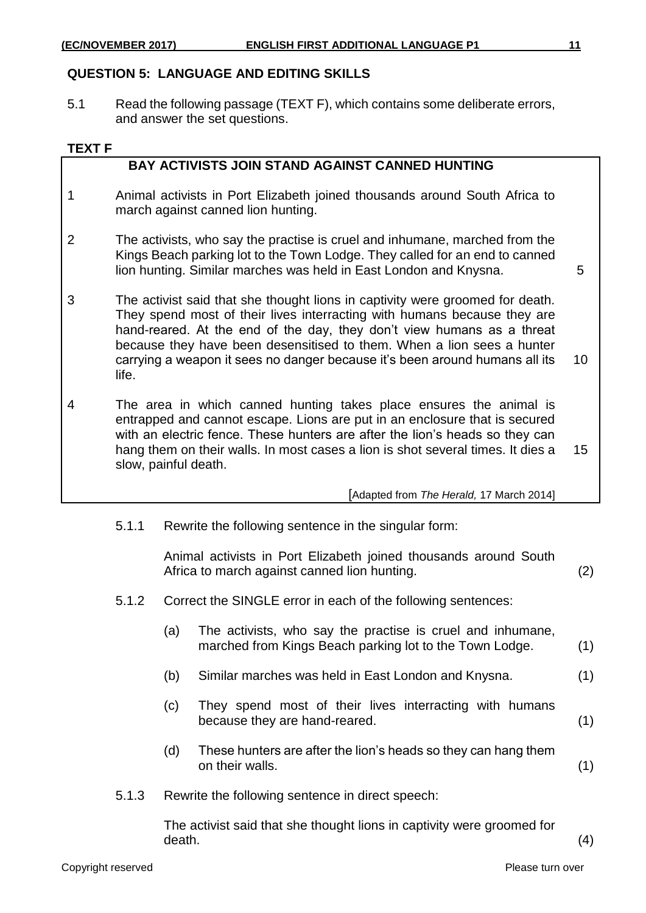## QUESTION 5: LANGUAGE AND EDITING SKILLS

5.1 Read the following passage (TEXT F), which contains some deliberate errors, and answer the set questions.

**TEXT F**

**BAY ACTIVISTS JOIN STAND AGAINST CANNED HUNTING**

1 Animal activists in Port Elizabeth joined thousands around South Africa to march against canned lion hunting.

2 The activists, who say the practise is cruel and inhumane, marched from the Kings Beach parking lot to the Town Lodge. They called for an end to canned lion hunting. Similar marches was held in East London and Knysna. 5

3 The activist said that she thought lions in captivity were groomed for death. They spend most of their lives interracting with humans because they are hand-reared. At the end of the day, they don't view humans as a threat because they have been desensitised to them. When a lion sees a hunter carrying a weapon it sees no danger because it's been around humans all its life. 10

4 The area in which canned hunting takes place ensures the animal is entrapped and cannot escape. Lions are put in an enclosure that is secured with an electric fence. These hunters are after the lion's heads so they can hang them on their walls. In most cases a lion is shot several times. It dies a slow, painful death. 15

[Adapted from *The Herald,* 17 March 2014]

5.1.1 Rewrite the following sentence in the singular form:

Animal activists in Port Elizabeth joined thousands around South Africa to march against canned lion hunting. (2)

5.1.2 Correct the SINGLE error in each of the following sentences:

(a) The activists, who say the practise is cruel and inhumane, marched from Kings Beach parking lot to the Town Lodge. (1)

(b) Similar marches was held in East London and Knysna. (1)

(c) They spend most of their lives interracting with humans because they are hand-reared. (1)

(d) These hunters are after the lion's heads so they can hang them on their walls. (1)

5.1.3 Rewrite the following sentence in direct speech:

The activist said that she thought lions in captivity were groomed for death. (4)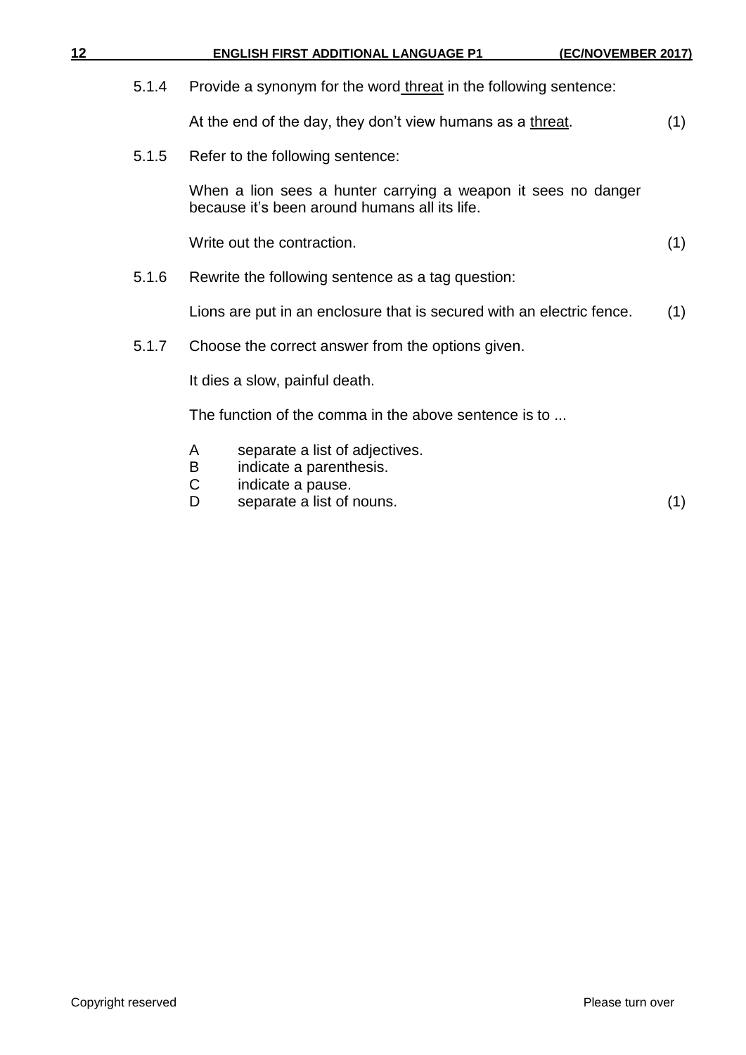5.1.4 Provide a synonym for the word threat in the following sentence:

At the end of the day, they don't view humans as a threat. (1)

5.1.5 Refer to the following sentence:

When a lion sees a hunter carrying a weapon it sees no danger because it's been around humans all its life.

Write out the contraction. (1)

5.1.6 Rewrite the following sentence as a tag question:

Lions are put in an enclosure that is secured with an electric fence. (1)

5.1.7 Choose the correct answer from the options given.

It dies a slow, painful death.

The function of the comma in the above sentence is to ...

A separate a list of adjectives.
B indicate a parenthesis.
C indicate a pause.
D separate a list of nouns. (1)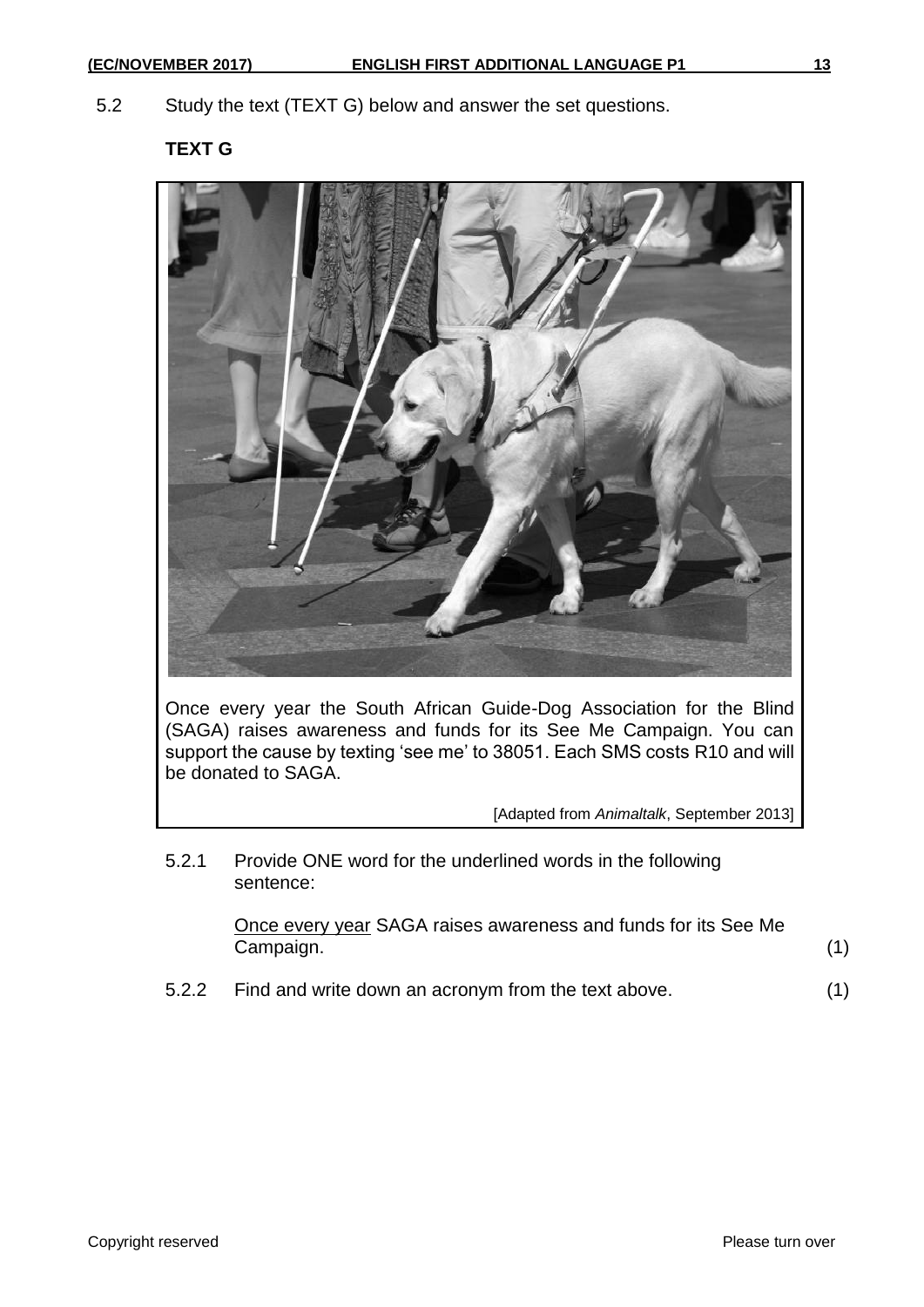5.2 Study the text (TEXT G) below and answer the set questions.

**TEXT G**

Once every year the South African Guide-Dog Association for the Blind (SAGA) raises awareness and funds for its See Me Campaign. You can support the cause by texting 'see me' to 38051. Each SMS costs R10 and will be donated to SAGA.

[Adapted from *Animaltalk*, September 2013]

5.2.1 Provide ONE word for the underlined words in the following sentence:

<u>Once every year</u> SAGA raises awareness and funds for its See Me Campaign. (1)

5.2.2 Find and write down an acronym from the text above. (1)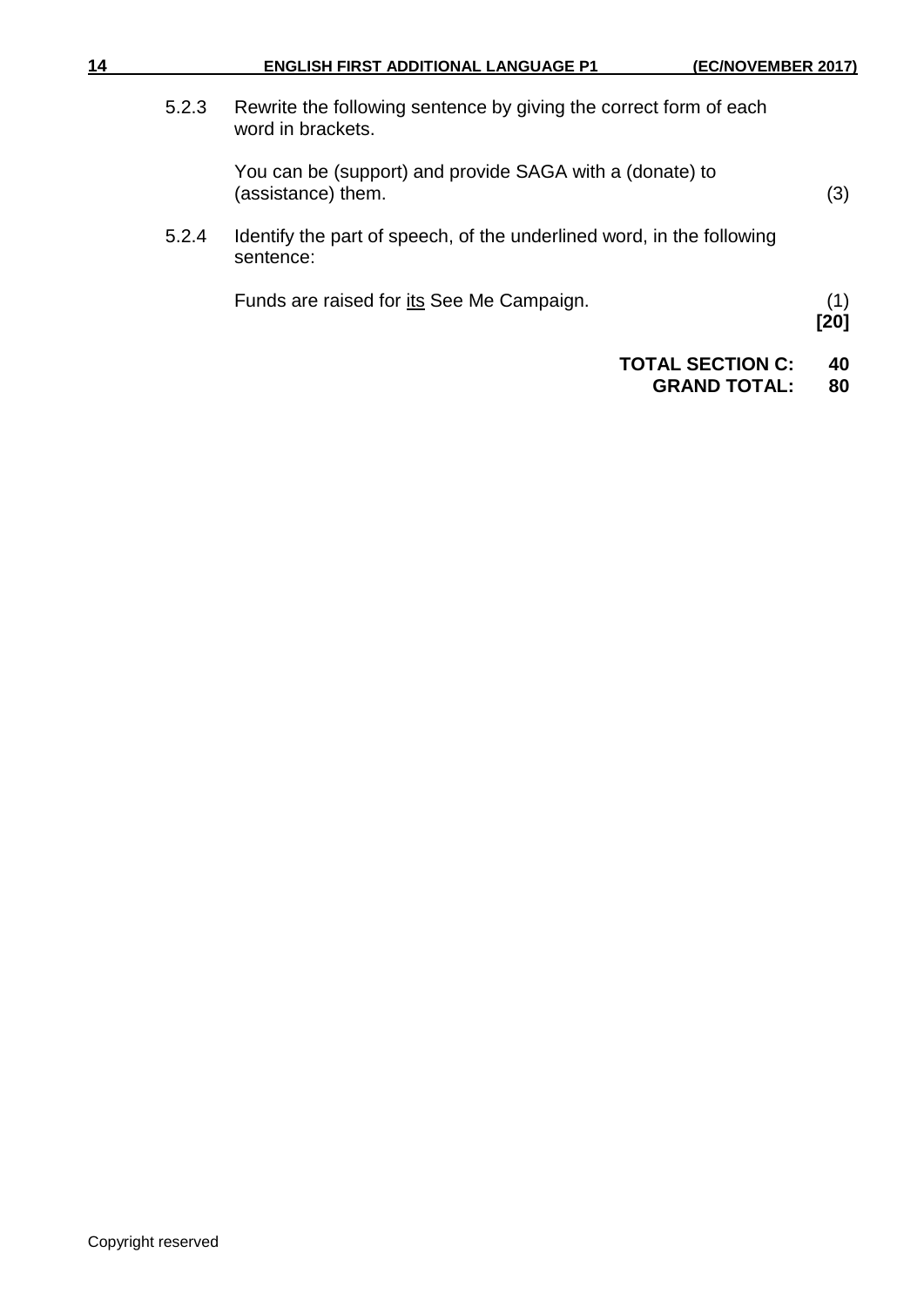5.2.3 Rewrite the following sentence by giving the correct form of each word in brackets.

You can be (support) and provide SAGA with a (donate) to (assistance) them. (3)

5.2.4 Identify the part of speech, of the underlined word, in the following sentence:

Funds are raised for <u>its</u> See Me Campaign. (1)

**[20]**

**TOTAL SECTION C: 40**

**GRAND TOTAL: 80**

Copyright reserved